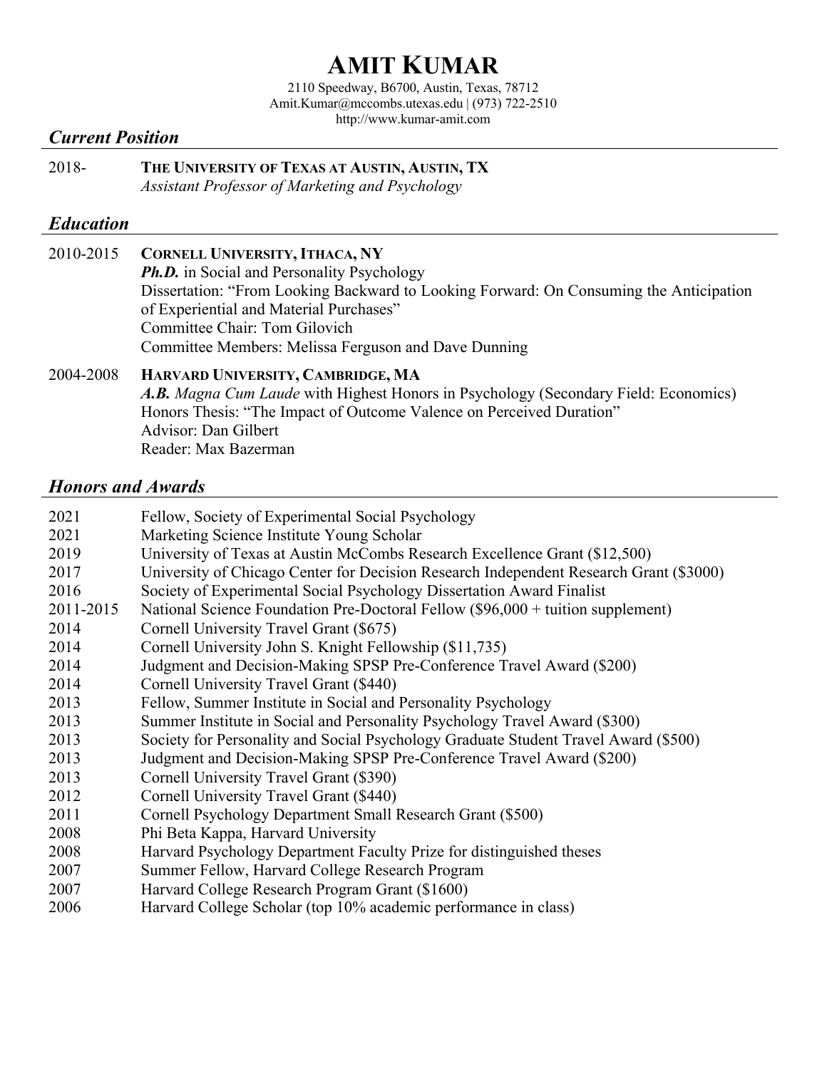# AMIT KUMAR

2110 Speedway, B6700, Austin, Texas, 78712
Amit.Kumar@mccombs.utexas.edu | (973) 722-2510
http://www.kumar-amit.com

## *Current Position*

2018- **THE UNIVERSITY OF TEXAS AT AUSTIN, AUSTIN, TX**
*Assistant Professor of Marketing and Psychology*

## *Education*

2010-2015 **CORNELL UNIVERSITY, ITHACA, NY**
***Ph.D.*** in Social and Personality Psychology
Dissertation: "From Looking Backward to Looking Forward: On Consuming the Anticipation of Experiential and Material Purchases"
Committee Chair: Tom Gilovich
Committee Members: Melissa Ferguson and Dave Dunning

2004-2008 **HARVARD UNIVERSITY, CAMBRIDGE, MA**
***A.B.*** *Magna Cum Laude* with Highest Honors in Psychology (Secondary Field: Economics)
Honors Thesis: "The Impact of Outcome Valence on Perceived Duration"
Advisor: Dan Gilbert
Reader: Max Bazerman

## *Honors and Awards*

| | |
|---|---|
| 2021 | Fellow, Society of Experimental Social Psychology |
| 2021 | Marketing Science Institute Young Scholar |
| 2019 | University of Texas at Austin McCombs Research Excellence Grant ($12,500) |
| 2017 | University of Chicago Center for Decision Research Independent Research Grant ($3000) |
| 2016 | Society of Experimental Social Psychology Dissertation Award Finalist |
| 2011-2015 | National Science Foundation Pre-Doctoral Fellow ($96,000 + tuition supplement) |
| 2014 | Cornell University Travel Grant ($675) |
| 2014 | Cornell University John S. Knight Fellowship ($11,735) |
| 2014 | Judgment and Decision-Making SPSP Pre-Conference Travel Award ($200) |
| 2014 | Cornell University Travel Grant ($440) |
| 2013 | Fellow, Summer Institute in Social and Personality Psychology |
| 2013 | Summer Institute in Social and Personality Psychology Travel Award ($300) |
| 2013 | Society for Personality and Social Psychology Graduate Student Travel Award ($500) |
| 2013 | Judgment and Decision-Making SPSP Pre-Conference Travel Award ($200) |
| 2013 | Cornell University Travel Grant ($390) |
| 2012 | Cornell University Travel Grant ($440) |
| 2011 | Cornell Psychology Department Small Research Grant ($500) |
| 2008 | Phi Beta Kappa, Harvard University |
| 2008 | Harvard Psychology Department Faculty Prize for distinguished theses |
| 2007 | Summer Fellow, Harvard College Research Program |
| 2007 | Harvard College Research Program Grant ($1600) |
| 2006 | Harvard College Scholar (top 10% academic performance in class) |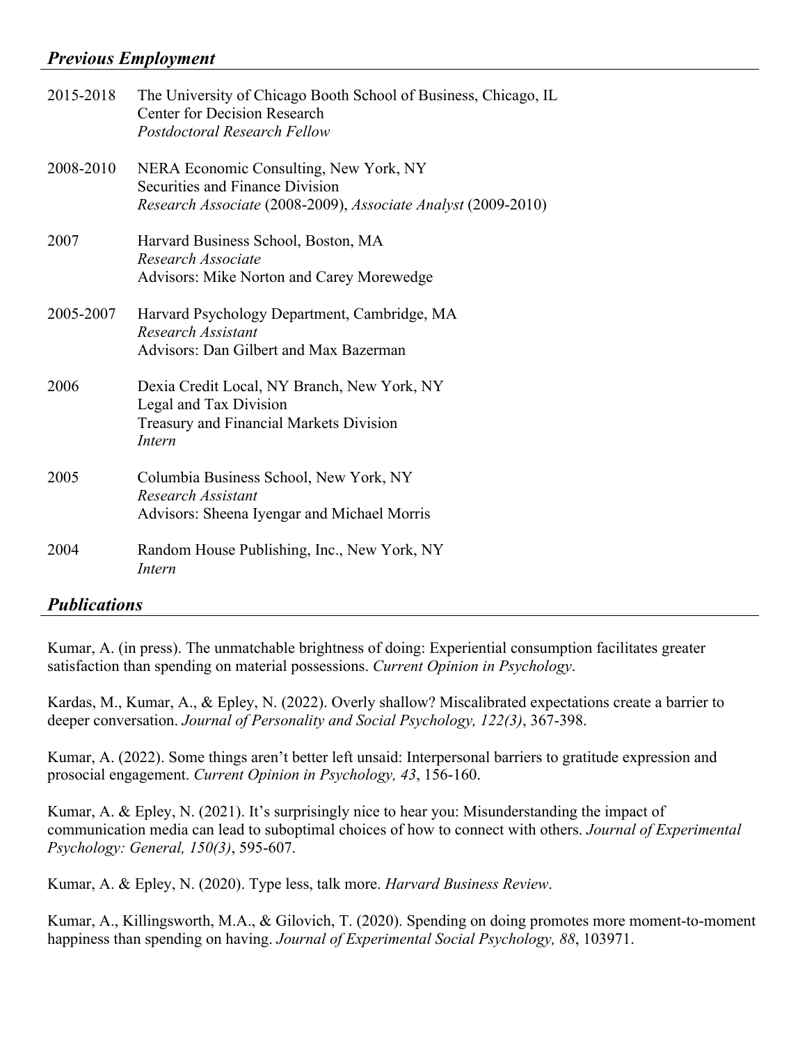## *Previous Employment*

2015-2018 The University of Chicago Booth School of Business, Chicago, IL
Center for Decision Research
*Postdoctoral Research Fellow*

2008-2010 NERA Economic Consulting, New York, NY
Securities and Finance Division
*Research Associate* (2008-2009), *Associate Analyst* (2009-2010)

2007 Harvard Business School, Boston, MA
*Research Associate*
Advisors: Mike Norton and Carey Morewedge

2005-2007 Harvard Psychology Department, Cambridge, MA
*Research Assistant*
Advisors: Dan Gilbert and Max Bazerman

2006 Dexia Credit Local, NY Branch, New York, NY
Legal and Tax Division
Treasury and Financial Markets Division
*Intern*

2005 Columbia Business School, New York, NY
*Research Assistant*
Advisors: Sheena Iyengar and Michael Morris

2004 Random House Publishing, Inc., New York, NY
*Intern*

## *Publications*

Kumar, A. (in press). The unmatchable brightness of doing: Experiential consumption facilitates greater satisfaction than spending on material possessions. *Current Opinion in Psychology*.

Kardas, M., Kumar, A., & Epley, N. (2022). Overly shallow? Miscalibrated expectations create a barrier to deeper conversation. *Journal of Personality and Social Psychology, 122(3)*, 367-398.

Kumar, A. (2022). Some things aren't better left unsaid: Interpersonal barriers to gratitude expression and prosocial engagement. *Current Opinion in Psychology, 43*, 156-160.

Kumar, A. & Epley, N. (2021). It's surprisingly nice to hear you: Misunderstanding the impact of communication media can lead to suboptimal choices of how to connect with others. *Journal of Experimental Psychology: General, 150(3)*, 595-607.

Kumar, A. & Epley, N. (2020). Type less, talk more. *Harvard Business Review*.

Kumar, A., Killingsworth, M.A., & Gilovich, T. (2020). Spending on doing promotes more moment-to-moment happiness than spending on having. *Journal of Experimental Social Psychology, 88*, 103971.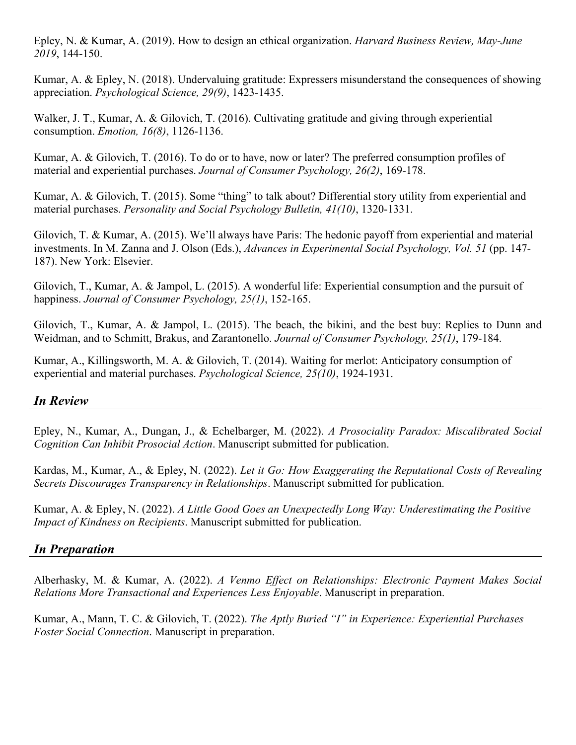Epley, N. & Kumar, A. (2019). How to design an ethical organization. *Harvard Business Review, May-June 2019*, 144-150.

Kumar, A. & Epley, N. (2018). Undervaluing gratitude: Expressers misunderstand the consequences of showing appreciation. *Psychological Science, 29(9)*, 1423-1435.

Walker, J. T., Kumar, A. & Gilovich, T. (2016). Cultivating gratitude and giving through experiential consumption. *Emotion, 16(8)*, 1126-1136.

Kumar, A. & Gilovich, T. (2016). To do or to have, now or later? The preferred consumption profiles of material and experiential purchases. *Journal of Consumer Psychology, 26(2)*, 169-178.

Kumar, A. & Gilovich, T. (2015). Some "thing" to talk about? Differential story utility from experiential and material purchases. *Personality and Social Psychology Bulletin, 41(10)*, 1320-1331.

Gilovich, T. & Kumar, A. (2015). We'll always have Paris: The hedonic payoff from experiential and material investments. In M. Zanna and J. Olson (Eds.), *Advances in Experimental Social Psychology, Vol. 51* (pp. 147-187). New York: Elsevier.

Gilovich, T., Kumar, A. & Jampol, L. (2015). A wonderful life: Experiential consumption and the pursuit of happiness. *Journal of Consumer Psychology, 25(1)*, 152-165.

Gilovich, T., Kumar, A. & Jampol, L. (2015). The beach, the bikini, and the best buy: Replies to Dunn and Weidman, and to Schmitt, Brakus, and Zarantonello. *Journal of Consumer Psychology, 25(1)*, 179-184.

Kumar, A., Killingsworth, M. A. & Gilovich, T. (2014). Waiting for merlot: Anticipatory consumption of experiential and material purchases. *Psychological Science, 25(10)*, 1924-1931.

## *In Review*

Epley, N., Kumar, A., Dungan, J., & Echelbarger, M. (2022). *A Prosociality Paradox: Miscalibrated Social Cognition Can Inhibit Prosocial Action*. Manuscript submitted for publication.

Kardas, M., Kumar, A., & Epley, N. (2022). *Let it Go: How Exaggerating the Reputational Costs of Revealing Secrets Discourages Transparency in Relationships*. Manuscript submitted for publication.

Kumar, A. & Epley, N. (2022). *A Little Good Goes an Unexpectedly Long Way: Underestimating the Positive Impact of Kindness on Recipients*. Manuscript submitted for publication.

## *In Preparation*

Alberhasky, M. & Kumar, A. (2022). *A Venmo Effect on Relationships: Electronic Payment Makes Social Relations More Transactional and Experiences Less Enjoyable*. Manuscript in preparation.

Kumar, A., Mann, T. C. & Gilovich, T. (2022). *The Aptly Buried "I" in Experience: Experiential Purchases Foster Social Connection*. Manuscript in preparation.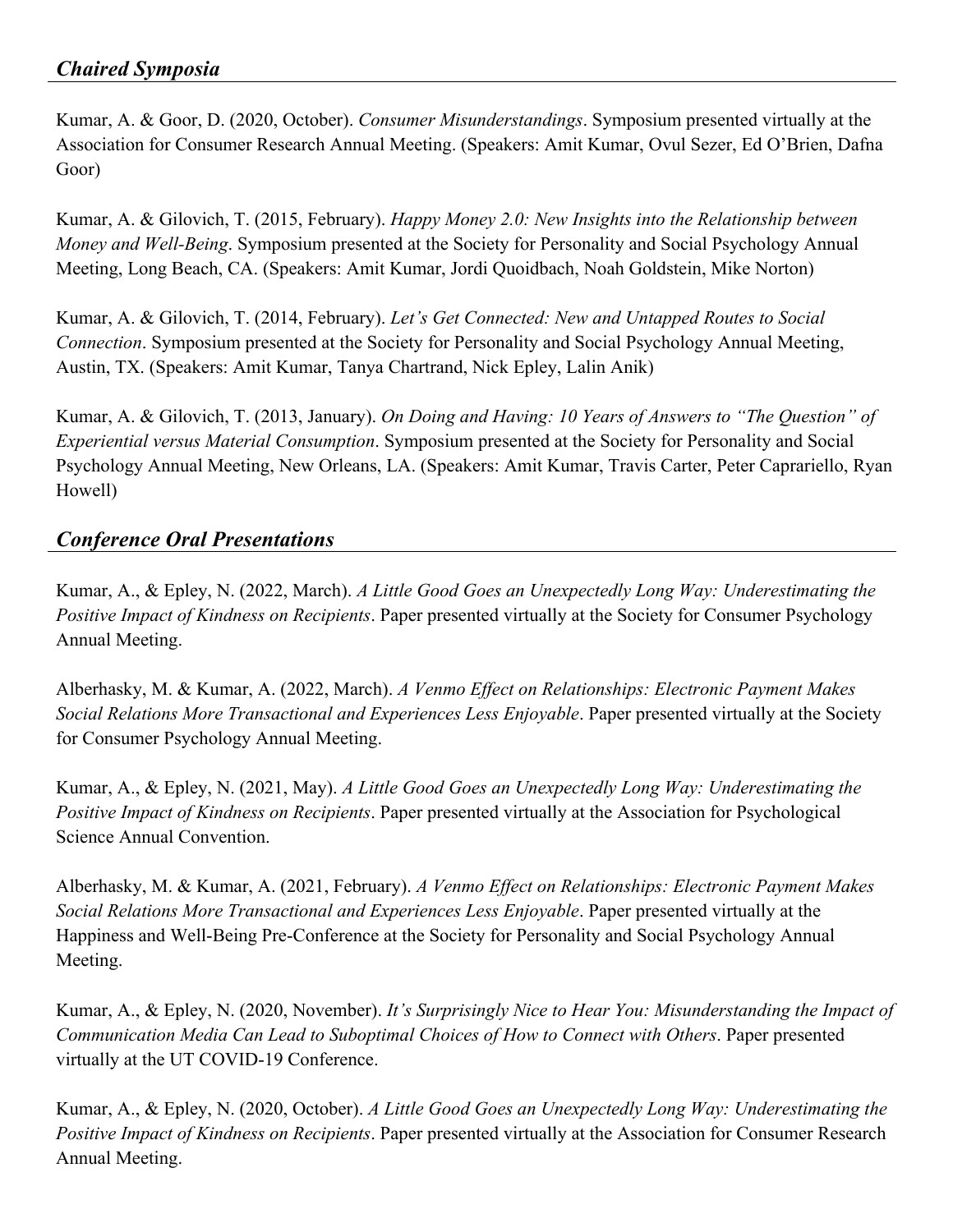## *Chaired Symposia*

Kumar, A. & Goor, D. (2020, October). *Consumer Misunderstandings*. Symposium presented virtually at the Association for Consumer Research Annual Meeting. (Speakers: Amit Kumar, Ovul Sezer, Ed O'Brien, Dafna Goor)

Kumar, A. & Gilovich, T. (2015, February). *Happy Money 2.0: New Insights into the Relationship between Money and Well-Being*. Symposium presented at the Society for Personality and Social Psychology Annual Meeting, Long Beach, CA. (Speakers: Amit Kumar, Jordi Quoidbach, Noah Goldstein, Mike Norton)

Kumar, A. & Gilovich, T. (2014, February). *Let's Get Connected: New and Untapped Routes to Social Connection*. Symposium presented at the Society for Personality and Social Psychology Annual Meeting, Austin, TX. (Speakers: Amit Kumar, Tanya Chartrand, Nick Epley, Lalin Anik)

Kumar, A. & Gilovich, T. (2013, January). *On Doing and Having: 10 Years of Answers to "The Question" of Experiential versus Material Consumption*. Symposium presented at the Society for Personality and Social Psychology Annual Meeting, New Orleans, LA. (Speakers: Amit Kumar, Travis Carter, Peter Caprariello, Ryan Howell)

## *Conference Oral Presentations*

Kumar, A., & Epley, N. (2022, March). *A Little Good Goes an Unexpectedly Long Way: Underestimating the Positive Impact of Kindness on Recipients*. Paper presented virtually at the Society for Consumer Psychology Annual Meeting.

Alberhasky, M. & Kumar, A. (2022, March). *A Venmo Effect on Relationships: Electronic Payment Makes Social Relations More Transactional and Experiences Less Enjoyable*. Paper presented virtually at the Society for Consumer Psychology Annual Meeting.

Kumar, A., & Epley, N. (2021, May). *A Little Good Goes an Unexpectedly Long Way: Underestimating the Positive Impact of Kindness on Recipients*. Paper presented virtually at the Association for Psychological Science Annual Convention.

Alberhasky, M. & Kumar, A. (2021, February). *A Venmo Effect on Relationships: Electronic Payment Makes Social Relations More Transactional and Experiences Less Enjoyable*. Paper presented virtually at the Happiness and Well-Being Pre-Conference at the Society for Personality and Social Psychology Annual Meeting.

Kumar, A., & Epley, N. (2020, November). *It's Surprisingly Nice to Hear You: Misunderstanding the Impact of Communication Media Can Lead to Suboptimal Choices of How to Connect with Others*. Paper presented virtually at the UT COVID-19 Conference.

Kumar, A., & Epley, N. (2020, October). *A Little Good Goes an Unexpectedly Long Way: Underestimating the Positive Impact of Kindness on Recipients*. Paper presented virtually at the Association for Consumer Research Annual Meeting.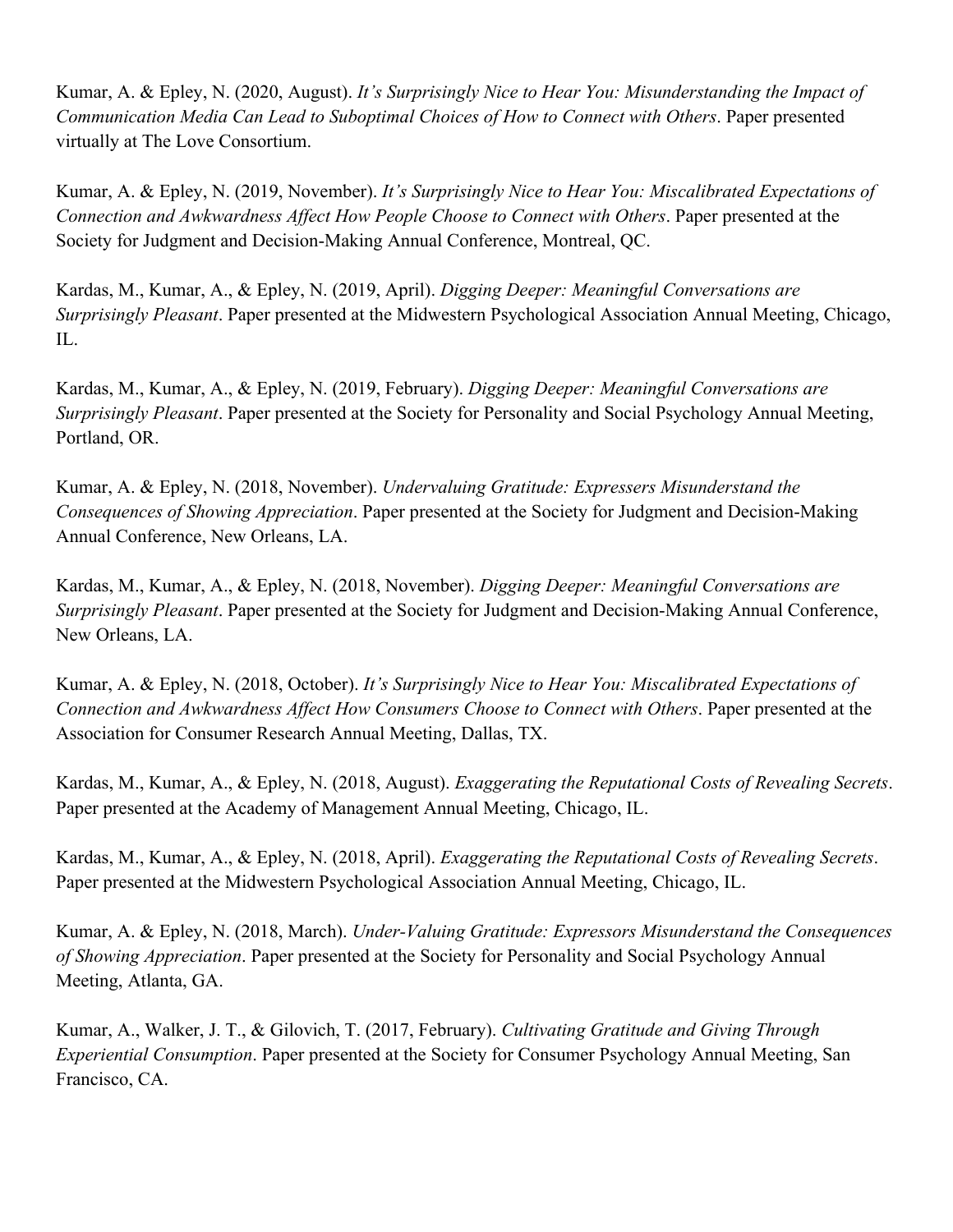Kumar, A. & Epley, N. (2020, August). *It's Surprisingly Nice to Hear You: Misunderstanding the Impact of Communication Media Can Lead to Suboptimal Choices of How to Connect with Others*. Paper presented virtually at The Love Consortium.

Kumar, A. & Epley, N. (2019, November). *It's Surprisingly Nice to Hear You: Miscalibrated Expectations of Connection and Awkwardness Affect How People Choose to Connect with Others*. Paper presented at the Society for Judgment and Decision-Making Annual Conference, Montreal, QC.

Kardas, M., Kumar, A., & Epley, N. (2019, April). *Digging Deeper: Meaningful Conversations are Surprisingly Pleasant*. Paper presented at the Midwestern Psychological Association Annual Meeting, Chicago, IL.

Kardas, M., Kumar, A., & Epley, N. (2019, February). *Digging Deeper: Meaningful Conversations are Surprisingly Pleasant*. Paper presented at the Society for Personality and Social Psychology Annual Meeting, Portland, OR.

Kumar, A. & Epley, N. (2018, November). *Undervaluing Gratitude: Expressers Misunderstand the Consequences of Showing Appreciation*. Paper presented at the Society for Judgment and Decision-Making Annual Conference, New Orleans, LA.

Kardas, M., Kumar, A., & Epley, N. (2018, November). *Digging Deeper: Meaningful Conversations are Surprisingly Pleasant*. Paper presented at the Society for Judgment and Decision-Making Annual Conference, New Orleans, LA.

Kumar, A. & Epley, N. (2018, October). *It's Surprisingly Nice to Hear You: Miscalibrated Expectations of Connection and Awkwardness Affect How Consumers Choose to Connect with Others*. Paper presented at the Association for Consumer Research Annual Meeting, Dallas, TX.

Kardas, M., Kumar, A., & Epley, N. (2018, August). *Exaggerating the Reputational Costs of Revealing Secrets*. Paper presented at the Academy of Management Annual Meeting, Chicago, IL.

Kardas, M., Kumar, A., & Epley, N. (2018, April). *Exaggerating the Reputational Costs of Revealing Secrets*. Paper presented at the Midwestern Psychological Association Annual Meeting, Chicago, IL.

Kumar, A. & Epley, N. (2018, March). *Under-Valuing Gratitude: Expressors Misunderstand the Consequences of Showing Appreciation*. Paper presented at the Society for Personality and Social Psychology Annual Meeting, Atlanta, GA.

Kumar, A., Walker, J. T., & Gilovich, T. (2017, February). *Cultivating Gratitude and Giving Through Experiential Consumption*. Paper presented at the Society for Consumer Psychology Annual Meeting, San Francisco, CA.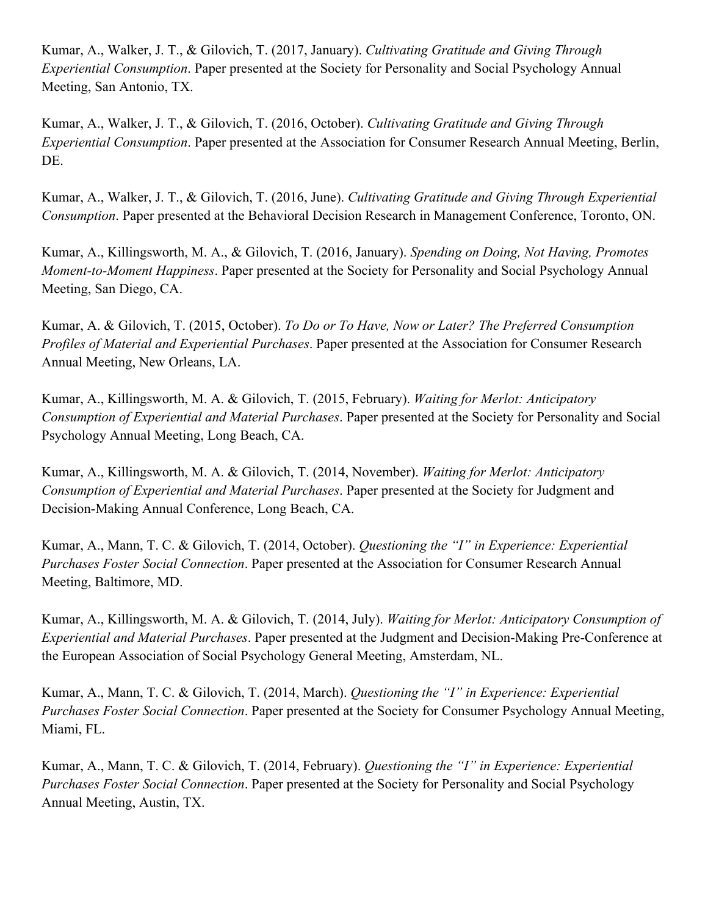Kumar, A., Walker, J. T., & Gilovich, T. (2017, January). *Cultivating Gratitude and Giving Through Experiential Consumption*. Paper presented at the Society for Personality and Social Psychology Annual Meeting, San Antonio, TX.

Kumar, A., Walker, J. T., & Gilovich, T. (2016, October). *Cultivating Gratitude and Giving Through Experiential Consumption*. Paper presented at the Association for Consumer Research Annual Meeting, Berlin, DE.

Kumar, A., Walker, J. T., & Gilovich, T. (2016, June). *Cultivating Gratitude and Giving Through Experiential Consumption*. Paper presented at the Behavioral Decision Research in Management Conference, Toronto, ON.

Kumar, A., Killingsworth, M. A., & Gilovich, T. (2016, January). *Spending on Doing, Not Having, Promotes Moment-to-Moment Happiness*. Paper presented at the Society for Personality and Social Psychology Annual Meeting, San Diego, CA.

Kumar, A. & Gilovich, T. (2015, October). *To Do or To Have, Now or Later? The Preferred Consumption Profiles of Material and Experiential Purchases*. Paper presented at the Association for Consumer Research Annual Meeting, New Orleans, LA.

Kumar, A., Killingsworth, M. A. & Gilovich, T. (2015, February). *Waiting for Merlot: Anticipatory Consumption of Experiential and Material Purchases*. Paper presented at the Society for Personality and Social Psychology Annual Meeting, Long Beach, CA.

Kumar, A., Killingsworth, M. A. & Gilovich, T. (2014, November). *Waiting for Merlot: Anticipatory Consumption of Experiential and Material Purchases*. Paper presented at the Society for Judgment and Decision-Making Annual Conference, Long Beach, CA.

Kumar, A., Mann, T. C. & Gilovich, T. (2014, October). *Questioning the "I" in Experience: Experiential Purchases Foster Social Connection*. Paper presented at the Association for Consumer Research Annual Meeting, Baltimore, MD.

Kumar, A., Killingsworth, M. A. & Gilovich, T. (2014, July). *Waiting for Merlot: Anticipatory Consumption of Experiential and Material Purchases*. Paper presented at the Judgment and Decision-Making Pre-Conference at the European Association of Social Psychology General Meeting, Amsterdam, NL.

Kumar, A., Mann, T. C. & Gilovich, T. (2014, March). *Questioning the "I" in Experience: Experiential Purchases Foster Social Connection*. Paper presented at the Society for Consumer Psychology Annual Meeting, Miami, FL.

Kumar, A., Mann, T. C. & Gilovich, T. (2014, February). *Questioning the "I" in Experience: Experiential Purchases Foster Social Connection*. Paper presented at the Society for Personality and Social Psychology Annual Meeting, Austin, TX.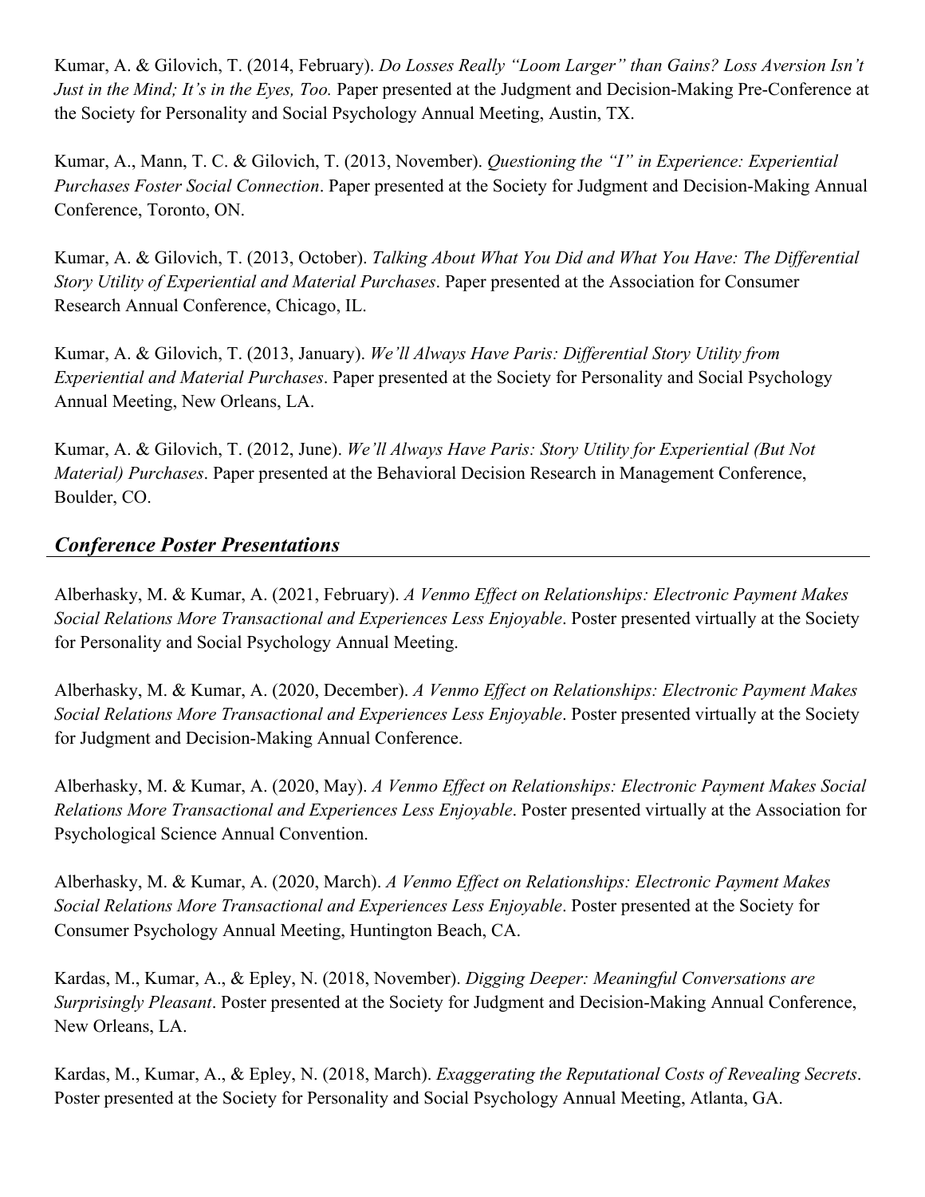Kumar, A. & Gilovich, T. (2014, February). *Do Losses Really "Loom Larger" than Gains? Loss Aversion Isn't Just in the Mind; It's in the Eyes, Too.* Paper presented at the Judgment and Decision-Making Pre-Conference at the Society for Personality and Social Psychology Annual Meeting, Austin, TX.

Kumar, A., Mann, T. C. & Gilovich, T. (2013, November). *Questioning the "I" in Experience: Experiential Purchases Foster Social Connection*. Paper presented at the Society for Judgment and Decision-Making Annual Conference, Toronto, ON.

Kumar, A. & Gilovich, T. (2013, October). *Talking About What You Did and What You Have: The Differential Story Utility of Experiential and Material Purchases*. Paper presented at the Association for Consumer Research Annual Conference, Chicago, IL.

Kumar, A. & Gilovich, T. (2013, January). *We'll Always Have Paris: Differential Story Utility from Experiential and Material Purchases*. Paper presented at the Society for Personality and Social Psychology Annual Meeting, New Orleans, LA.

Kumar, A. & Gilovich, T. (2012, June). *We'll Always Have Paris: Story Utility for Experiential (But Not Material) Purchases*. Paper presented at the Behavioral Decision Research in Management Conference, Boulder, CO.

## *Conference Poster Presentations*

Alberhasky, M. & Kumar, A. (2021, February). *A Venmo Effect on Relationships: Electronic Payment Makes Social Relations More Transactional and Experiences Less Enjoyable*. Poster presented virtually at the Society for Personality and Social Psychology Annual Meeting.

Alberhasky, M. & Kumar, A. (2020, December). *A Venmo Effect on Relationships: Electronic Payment Makes Social Relations More Transactional and Experiences Less Enjoyable*. Poster presented virtually at the Society for Judgment and Decision-Making Annual Conference.

Alberhasky, M. & Kumar, A. (2020, May). *A Venmo Effect on Relationships: Electronic Payment Makes Social Relations More Transactional and Experiences Less Enjoyable*. Poster presented virtually at the Association for Psychological Science Annual Convention.

Alberhasky, M. & Kumar, A. (2020, March). *A Venmo Effect on Relationships: Electronic Payment Makes Social Relations More Transactional and Experiences Less Enjoyable*. Poster presented at the Society for Consumer Psychology Annual Meeting, Huntington Beach, CA.

Kardas, M., Kumar, A., & Epley, N. (2018, November). *Digging Deeper: Meaningful Conversations are Surprisingly Pleasant*. Poster presented at the Society for Judgment and Decision-Making Annual Conference, New Orleans, LA.

Kardas, M., Kumar, A., & Epley, N. (2018, March). *Exaggerating the Reputational Costs of Revealing Secrets*. Poster presented at the Society for Personality and Social Psychology Annual Meeting, Atlanta, GA.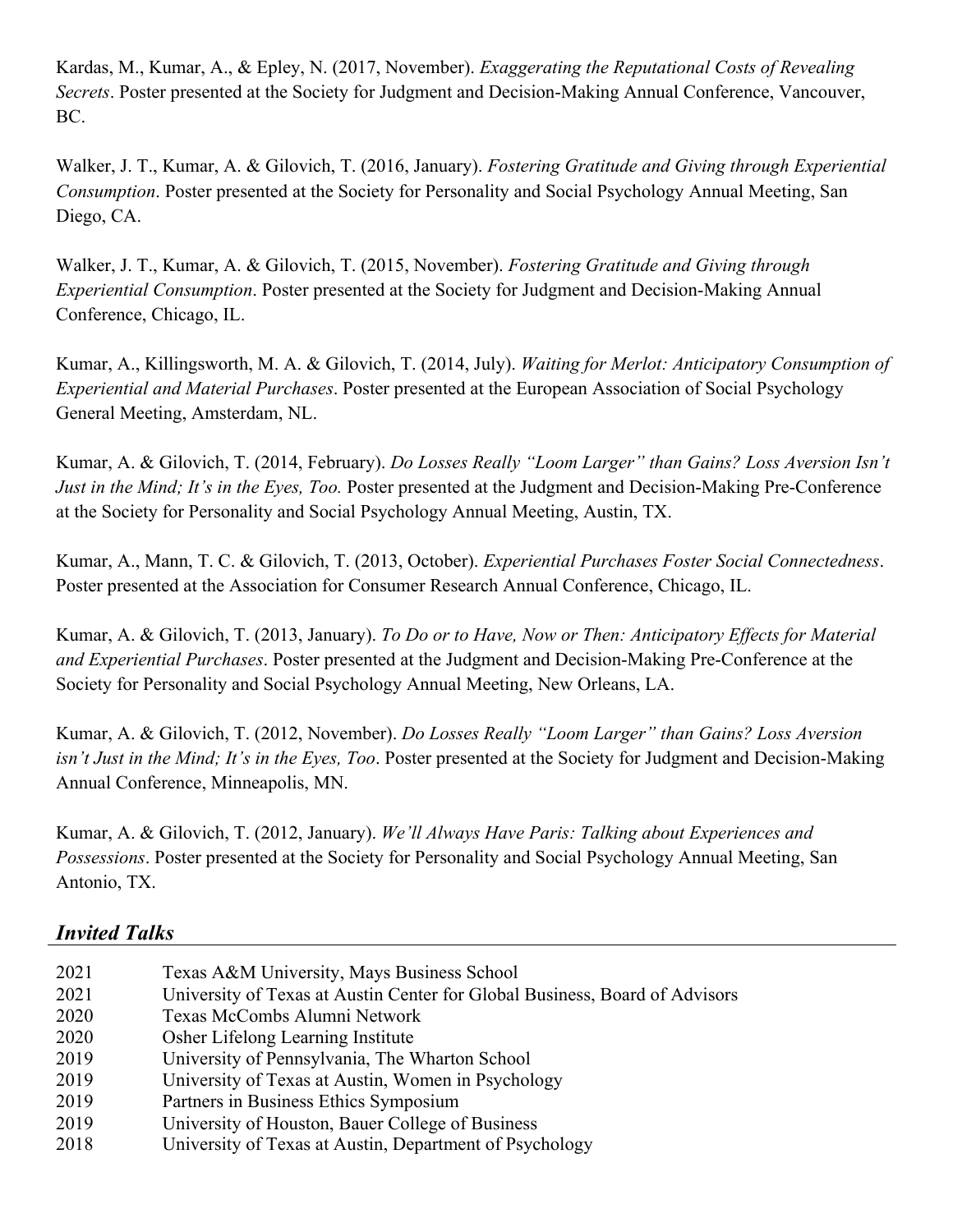Kardas, M., Kumar, A., & Epley, N. (2017, November). *Exaggerating the Reputational Costs of Revealing Secrets*. Poster presented at the Society for Judgment and Decision-Making Annual Conference, Vancouver, BC.

Walker, J. T., Kumar, A. & Gilovich, T. (2016, January). *Fostering Gratitude and Giving through Experiential Consumption*. Poster presented at the Society for Personality and Social Psychology Annual Meeting, San Diego, CA.

Walker, J. T., Kumar, A. & Gilovich, T. (2015, November). *Fostering Gratitude and Giving through Experiential Consumption*. Poster presented at the Society for Judgment and Decision-Making Annual Conference, Chicago, IL.

Kumar, A., Killingsworth, M. A. & Gilovich, T. (2014, July). *Waiting for Merlot: Anticipatory Consumption of Experiential and Material Purchases*. Poster presented at the European Association of Social Psychology General Meeting, Amsterdam, NL.

Kumar, A. & Gilovich, T. (2014, February). *Do Losses Really "Loom Larger" than Gains? Loss Aversion Isn't Just in the Mind; It's in the Eyes, Too.* Poster presented at the Judgment and Decision-Making Pre-Conference at the Society for Personality and Social Psychology Annual Meeting, Austin, TX.

Kumar, A., Mann, T. C. & Gilovich, T. (2013, October). *Experiential Purchases Foster Social Connectedness*. Poster presented at the Association for Consumer Research Annual Conference, Chicago, IL.

Kumar, A. & Gilovich, T. (2013, January). *To Do or to Have, Now or Then: Anticipatory Effects for Material and Experiential Purchases*. Poster presented at the Judgment and Decision-Making Pre-Conference at the Society for Personality and Social Psychology Annual Meeting, New Orleans, LA.

Kumar, A. & Gilovich, T. (2012, November). *Do Losses Really "Loom Larger" than Gains? Loss Aversion isn't Just in the Mind; It's in the Eyes, Too*. Poster presented at the Society for Judgment and Decision-Making Annual Conference, Minneapolis, MN.

Kumar, A. & Gilovich, T. (2012, January). *We'll Always Have Paris: Talking about Experiences and Possessions*. Poster presented at the Society for Personality and Social Psychology Annual Meeting, San Antonio, TX.

## *Invited Talks*

2021 Texas A&M University, Mays Business School
2021 University of Texas at Austin Center for Global Business, Board of Advisors
2020 Texas McCombs Alumni Network
2020 Osher Lifelong Learning Institute
2019 University of Pennsylvania, The Wharton School
2019 University of Texas at Austin, Women in Psychology
2019 Partners in Business Ethics Symposium
2019 University of Houston, Bauer College of Business
2018 University of Texas at Austin, Department of Psychology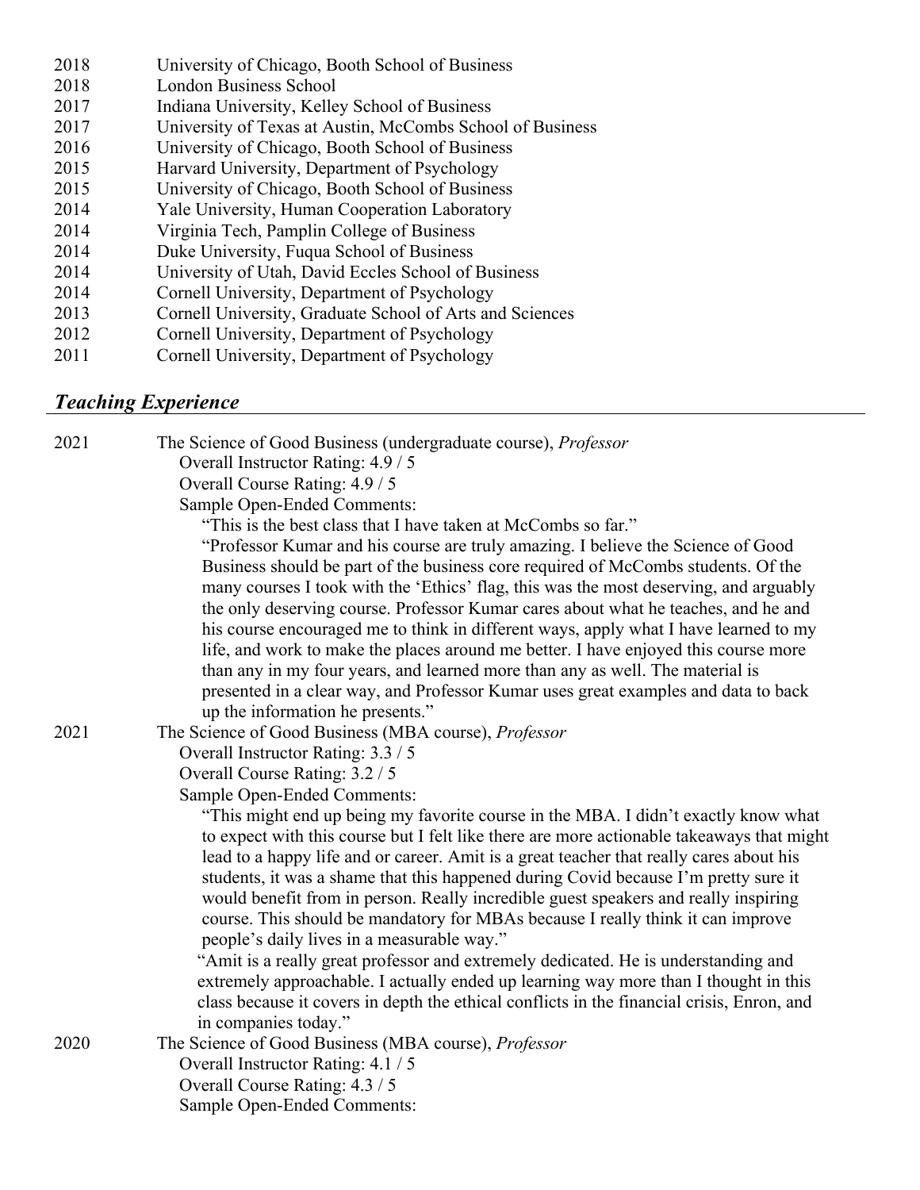2018 University of Chicago, Booth School of Business
2018 London Business School
2017 Indiana University, Kelley School of Business
2017 University of Texas at Austin, McCombs School of Business
2016 University of Chicago, Booth School of Business
2015 Harvard University, Department of Psychology
2015 University of Chicago, Booth School of Business
2014 Yale University, Human Cooperation Laboratory
2014 Virginia Tech, Pamplin College of Business
2014 Duke University, Fuqua School of Business
2014 University of Utah, David Eccles School of Business
2014 Cornell University, Department of Psychology
2013 Cornell University, Graduate School of Arts and Sciences
2012 Cornell University, Department of Psychology
2011 Cornell University, Department of Psychology

## *Teaching Experience*

2021 The Science of Good Business (undergraduate course), *Professor*

Overall Instructor Rating: 4.9 / 5
Overall Course Rating: 4.9 / 5
Sample Open-Ended Comments:

"This is the best class that I have taken at McCombs so far."

"Professor Kumar and his course are truly amazing. I believe the Science of Good Business should be part of the business core required of McCombs students. Of the many courses I took with the 'Ethics' flag, this was the most deserving, and arguably the only deserving course. Professor Kumar cares about what he teaches, and he and his course encouraged me to think in different ways, apply what I have learned to my life, and work to make the places around me better. I have enjoyed this course more than any in my four years, and learned more than any as well. The material is presented in a clear way, and Professor Kumar uses great examples and data to back up the information he presents."

2021 The Science of Good Business (MBA course), *Professor*

Overall Instructor Rating: 3.3 / 5
Overall Course Rating: 3.2 / 5
Sample Open-Ended Comments:

"This might end up being my favorite course in the MBA. I didn't exactly know what to expect with this course but I felt like there are more actionable takeaways that might lead to a happy life and or career. Amit is a great teacher that really cares about his students, it was a shame that this happened during Covid because I'm pretty sure it would benefit from in person. Really incredible guest speakers and really inspiring course. This should be mandatory for MBAs because I really think it can improve people's daily lives in a measurable way."

"Amit is a really great professor and extremely dedicated. He is understanding and extremely approachable. I actually ended up learning way more than I thought in this class because it covers in depth the ethical conflicts in the financial crisis, Enron, and in companies today."

2020 The Science of Good Business (MBA course), *Professor*

Overall Instructor Rating: 4.1 / 5
Overall Course Rating: 4.3 / 5
Sample Open-Ended Comments: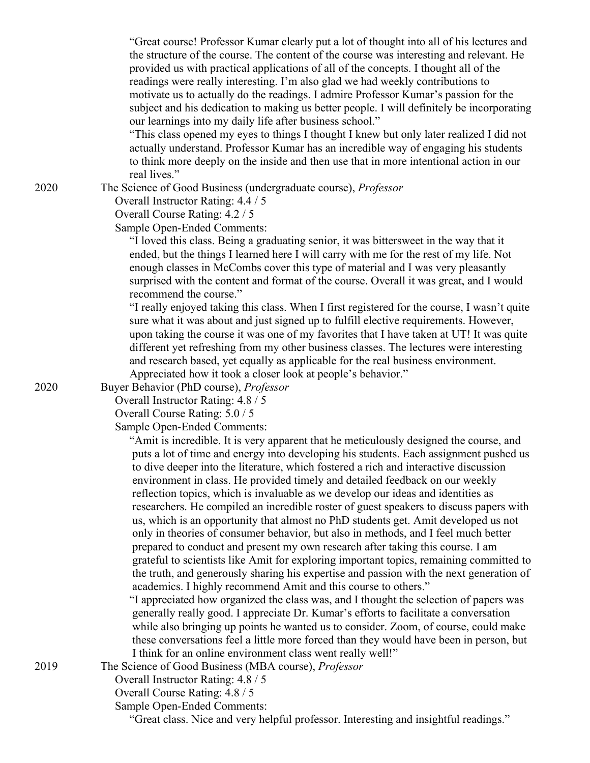"Great course! Professor Kumar clearly put a lot of thought into all of his lectures and the structure of the course. The content of the course was interesting and relevant. He provided us with practical applications of all of the concepts. I thought all of the readings were really interesting. I'm also glad we had weekly contributions to motivate us to actually do the readings. I admire Professor Kumar's passion for the subject and his dedication to making us better people. I will definitely be incorporating our learnings into my daily life after business school."

"This class opened my eyes to things I thought I knew but only later realized I did not actually understand. Professor Kumar has an incredible way of engaging his students to think more deeply on the inside and then use that in more intentional action in our real lives."

2020 The Science of Good Business (undergraduate course), *Professor*

Overall Instructor Rating: 4.4 / 5
Overall Course Rating: 4.2 / 5
Sample Open-Ended Comments:

"I loved this class. Being a graduating senior, it was bittersweet in the way that it ended, but the things I learned here I will carry with me for the rest of my life. Not enough classes in McCombs cover this type of material and I was very pleasantly surprised with the content and format of the course. Overall it was great, and I would recommend the course."

"I really enjoyed taking this class. When I first registered for the course, I wasn't quite sure what it was about and just signed up to fulfill elective requirements. However, upon taking the course it was one of my favorites that I have taken at UT! It was quite different yet refreshing from my other business classes. The lectures were interesting and research based, yet equally as applicable for the real business environment. Appreciated how it took a closer look at people's behavior."

2020 Buyer Behavior (PhD course), *Professor*

Overall Instructor Rating: 4.8 / 5
Overall Course Rating: 5.0 / 5
Sample Open-Ended Comments:

"Amit is incredible. It is very apparent that he meticulously designed the course, and puts a lot of time and energy into developing his students. Each assignment pushed us to dive deeper into the literature, which fostered a rich and interactive discussion environment in class. He provided timely and detailed feedback on our weekly reflection topics, which is invaluable as we develop our ideas and identities as researchers. He compiled an incredible roster of guest speakers to discuss papers with us, which is an opportunity that almost no PhD students get. Amit developed us not only in theories of consumer behavior, but also in methods, and I feel much better prepared to conduct and present my own research after taking this course. I am grateful to scientists like Amit for exploring important topics, remaining committed to the truth, and generously sharing his expertise and passion with the next generation of academics. I highly recommend Amit and this course to others."

"I appreciated how organized the class was, and I thought the selection of papers was generally really good. I appreciate Dr. Kumar's efforts to facilitate a conversation while also bringing up points he wanted us to consider. Zoom, of course, could make these conversations feel a little more forced than they would have been in person, but I think for an online environment class went really well!"

2019 The Science of Good Business (MBA course), *Professor*

Overall Instructor Rating: 4.8 / 5
Overall Course Rating: 4.8 / 5
Sample Open-Ended Comments:

"Great class. Nice and very helpful professor. Interesting and insightful readings."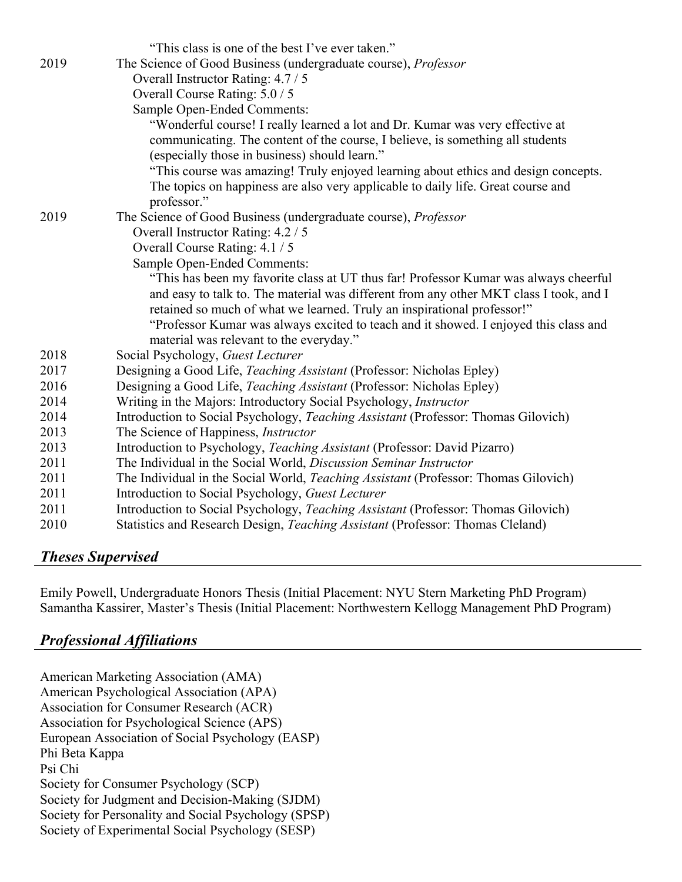"This class is one of the best I've ever taken."

2019 The Science of Good Business (undergraduate course), *Professor*
Overall Instructor Rating: 4.7 / 5
Overall Course Rating: 5.0 / 5
Sample Open-Ended Comments:
"Wonderful course! I really learned a lot and Dr. Kumar was very effective at communicating. The content of the course, I believe, is something all students (especially those in business) should learn."
"This course was amazing! Truly enjoyed learning about ethics and design concepts. The topics on happiness are also very applicable to daily life. Great course and professor."

2019 The Science of Good Business (undergraduate course), *Professor*
Overall Instructor Rating: 4.2 / 5
Overall Course Rating: 4.1 / 5
Sample Open-Ended Comments:
"This has been my favorite class at UT thus far! Professor Kumar was always cheerful and easy to talk to. The material was different from any other MKT class I took, and I retained so much of what we learned. Truly an inspirational professor!"
"Professor Kumar was always excited to teach and it showed. I enjoyed this class and material was relevant to the everyday."

2018 Social Psychology, *Guest Lecturer*
2017 Designing a Good Life, *Teaching Assistant* (Professor: Nicholas Epley)
2016 Designing a Good Life, *Teaching Assistant* (Professor: Nicholas Epley)
2014 Writing in the Majors: Introductory Social Psychology, *Instructor*
2014 Introduction to Social Psychology, *Teaching Assistant* (Professor: Thomas Gilovich)
2013 The Science of Happiness, *Instructor*
2013 Introduction to Psychology, *Teaching Assistant* (Professor: David Pizarro)
2011 The Individual in the Social World, *Discussion Seminar Instructor*
2011 The Individual in the Social World, *Teaching Assistant* (Professor: Thomas Gilovich)
2011 Introduction to Social Psychology, *Guest Lecturer*
2011 Introduction to Social Psychology, *Teaching Assistant* (Professor: Thomas Gilovich)
2010 Statistics and Research Design, *Teaching Assistant* (Professor: Thomas Cleland)

## *Theses Supervised*

Emily Powell, Undergraduate Honors Thesis (Initial Placement: NYU Stern Marketing PhD Program)
Samantha Kassirer, Master's Thesis (Initial Placement: Northwestern Kellogg Management PhD Program)

## *Professional Affiliations*

American Marketing Association (AMA)
American Psychological Association (APA)
Association for Consumer Research (ACR)
Association for Psychological Science (APS)
European Association of Social Psychology (EASP)
Phi Beta Kappa
Psi Chi
Society for Consumer Psychology (SCP)
Society for Judgment and Decision-Making (SJDM)
Society for Personality and Social Psychology (SPSP)
Society of Experimental Social Psychology (SESP)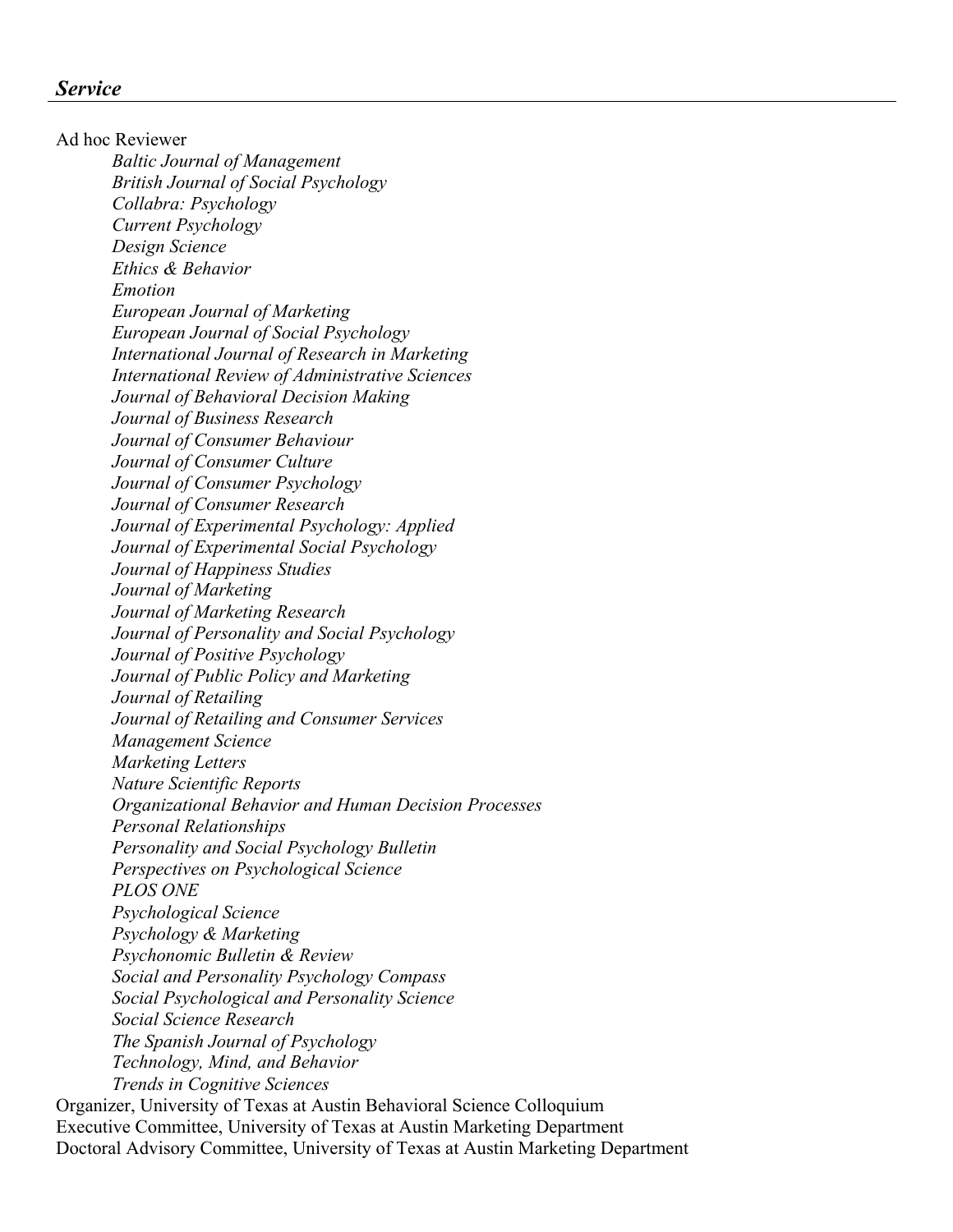## *Service*

Ad hoc Reviewer

- *Baltic Journal of Management*
- *British Journal of Social Psychology*
- *Collabra: Psychology*
- *Current Psychology*
- *Design Science*
- *Ethics & Behavior*
- *Emotion*
- *European Journal of Marketing*
- *European Journal of Social Psychology*
- *International Journal of Research in Marketing*
- *International Review of Administrative Sciences*
- *Journal of Behavioral Decision Making*
- *Journal of Business Research*
- *Journal of Consumer Behaviour*
- *Journal of Consumer Culture*
- *Journal of Consumer Psychology*
- *Journal of Consumer Research*
- *Journal of Experimental Psychology: Applied*
- *Journal of Experimental Social Psychology*
- *Journal of Happiness Studies*
- *Journal of Marketing*
- *Journal of Marketing Research*
- *Journal of Personality and Social Psychology*
- *Journal of Positive Psychology*
- *Journal of Public Policy and Marketing*
- *Journal of Retailing*
- *Journal of Retailing and Consumer Services*
- *Management Science*
- *Marketing Letters*
- *Nature Scientific Reports*
- *Organizational Behavior and Human Decision Processes*
- *Personal Relationships*
- *Personality and Social Psychology Bulletin*
- *Perspectives on Psychological Science*
- *PLOS ONE*
- *Psychological Science*
- *Psychology & Marketing*
- *Psychonomic Bulletin & Review*
- *Social and Personality Psychology Compass*
- *Social Psychological and Personality Science*
- *Social Science Research*
- *The Spanish Journal of Psychology*
- *Technology, Mind, and Behavior*
- *Trends in Cognitive Sciences*

Organizer, University of Texas at Austin Behavioral Science Colloquium
Executive Committee, University of Texas at Austin Marketing Department
Doctoral Advisory Committee, University of Texas at Austin Marketing Department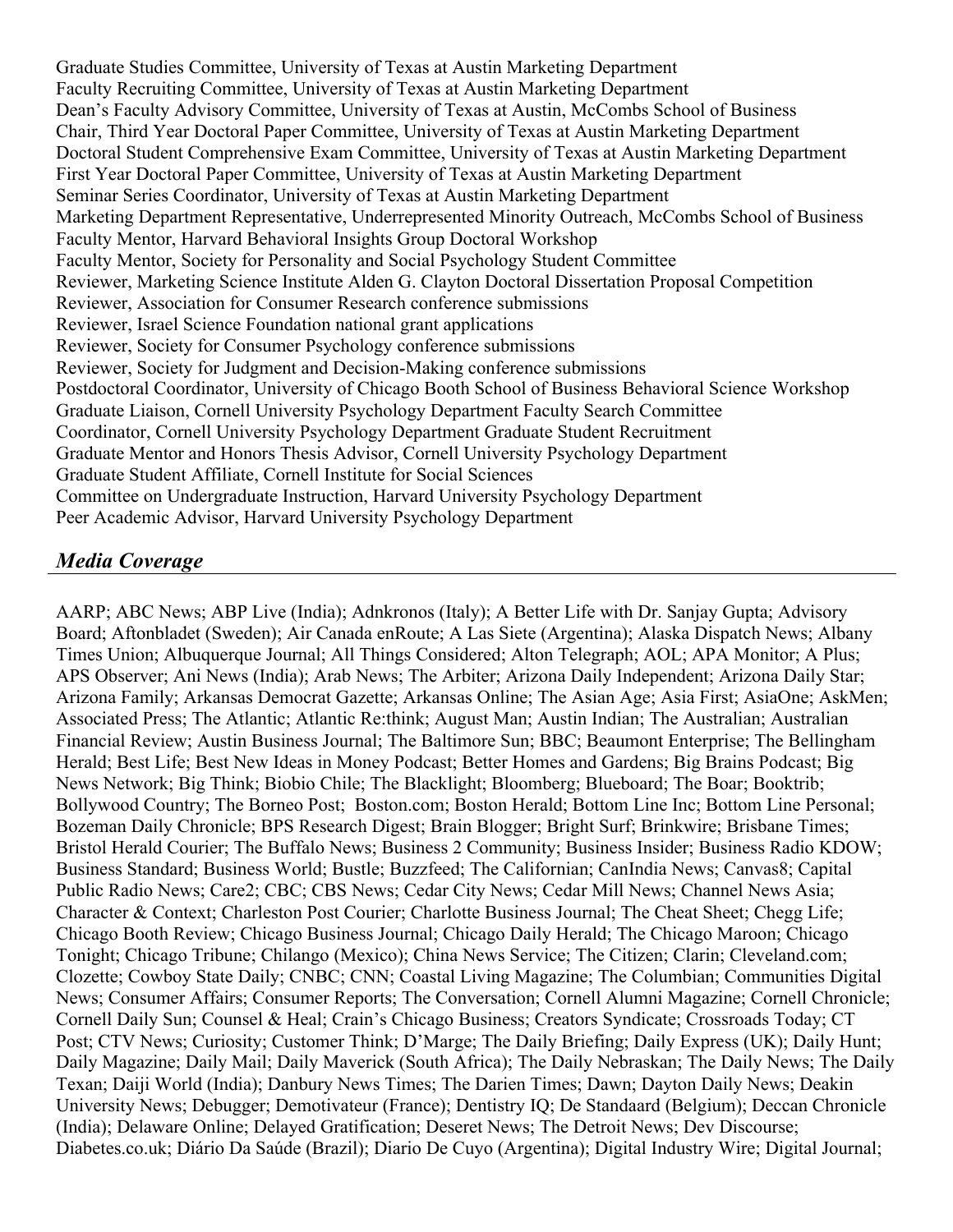Graduate Studies Committee, University of Texas at Austin Marketing Department
Faculty Recruiting Committee, University of Texas at Austin Marketing Department
Dean's Faculty Advisory Committee, University of Texas at Austin, McCombs School of Business
Chair, Third Year Doctoral Paper Committee, University of Texas at Austin Marketing Department
Doctoral Student Comprehensive Exam Committee, University of Texas at Austin Marketing Department
First Year Doctoral Paper Committee, University of Texas at Austin Marketing Department
Seminar Series Coordinator, University of Texas at Austin Marketing Department
Marketing Department Representative, Underrepresented Minority Outreach, McCombs School of Business
Faculty Mentor, Harvard Behavioral Insights Group Doctoral Workshop
Faculty Mentor, Society for Personality and Social Psychology Student Committee
Reviewer, Marketing Science Institute Alden G. Clayton Doctoral Dissertation Proposal Competition
Reviewer, Association for Consumer Research conference submissions
Reviewer, Israel Science Foundation national grant applications
Reviewer, Society for Consumer Psychology conference submissions
Reviewer, Society for Judgment and Decision-Making conference submissions
Postdoctoral Coordinator, University of Chicago Booth School of Business Behavioral Science Workshop
Graduate Liaison, Cornell University Psychology Department Faculty Search Committee
Coordinator, Cornell University Psychology Department Graduate Student Recruitment
Graduate Mentor and Honors Thesis Advisor, Cornell University Psychology Department
Graduate Student Affiliate, Cornell Institute for Social Sciences
Committee on Undergraduate Instruction, Harvard University Psychology Department
Peer Academic Advisor, Harvard University Psychology Department

## *Media Coverage*

AARP; ABC News; ABP Live (India); Adnkronos (Italy); A Better Life with Dr. Sanjay Gupta; Advisory Board; Aftonbladet (Sweden); Air Canada enRoute; A Las Siete (Argentina); Alaska Dispatch News; Albany Times Union; Albuquerque Journal; All Things Considered; Alton Telegraph; AOL; APA Monitor; A Plus; APS Observer; Ani News (India); Arab News; The Arbiter; Arizona Daily Independent; Arizona Daily Star; Arizona Family; Arkansas Democrat Gazette; Arkansas Online; The Asian Age; Asia First; AsiaOne; AskMen; Associated Press; The Atlantic; Atlantic Re:think; August Man; Austin Indian; The Australian; Australian Financial Review; Austin Business Journal; The Baltimore Sun; BBC; Beaumont Enterprise; The Bellingham Herald; Best Life; Best New Ideas in Money Podcast; Better Homes and Gardens; Big Brains Podcast; Big News Network; Big Think; Biobio Chile; The Blacklight; Bloomberg; Blueboard; The Boar; Booktrib; Bollywood Country; The Borneo Post; Boston.com; Boston Herald; Bottom Line Inc; Bottom Line Personal; Bozeman Daily Chronicle; BPS Research Digest; Brain Blogger; Bright Surf; Brinkwire; Brisbane Times; Bristol Herald Courier; The Buffalo News; Business 2 Community; Business Insider; Business Radio KDOW; Business Standard; Business World; Bustle; Buzzfeed; The Californian; CanIndia News; Canvas8; Capital Public Radio News; Care2; CBC; CBS News; Cedar City News; Cedar Mill News; Channel News Asia; Character & Context; Charleston Post Courier; Charlotte Business Journal; The Cheat Sheet; Chegg Life; Chicago Booth Review; Chicago Business Journal; Chicago Daily Herald; The Chicago Maroon; Chicago Tonight; Chicago Tribune; Chilango (Mexico); China News Service; The Citizen; Clarin; Cleveland.com; Clozette; Cowboy State Daily; CNBC; CNN; Coastal Living Magazine; The Columbian; Communities Digital News; Consumer Affairs; Consumer Reports; The Conversation; Cornell Alumni Magazine; Cornell Chronicle; Cornell Daily Sun; Counsel & Heal; Crain's Chicago Business; Creators Syndicate; Crossroads Today; CT Post; CTV News; Curiosity; Customer Think; D'Marge; The Daily Briefing; Daily Express (UK); Daily Hunt; Daily Magazine; Daily Mail; Daily Maverick (South Africa); The Daily Nebraskan; The Daily News; The Daily Texan; Daiji World (India); Danbury News Times; The Darien Times; Dawn; Dayton Daily News; Deakin University News; Debugger; Demotivateur (France); Dentistry IQ; De Standaard (Belgium); Deccan Chronicle (India); Delaware Online; Delayed Gratification; Deseret News; The Detroit News; Dev Discourse; Diabetes.co.uk; Diário Da Saúde (Brazil); Diario De Cuyo (Argentina); Digital Industry Wire; Digital Journal;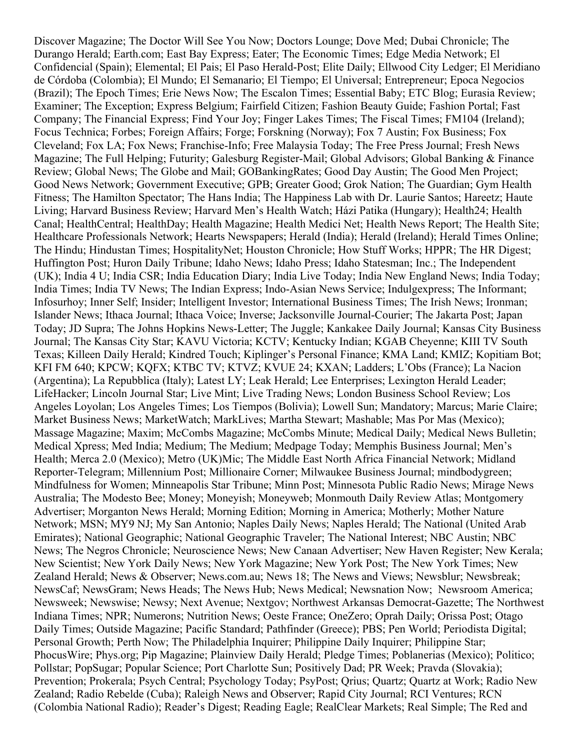Discover Magazine; The Doctor Will See You Now; Doctors Lounge; Dove Med; Dubai Chronicle; The Durango Herald; Earth.com; East Bay Express; Eater; The Economic Times; Edge Media Network; El Confidencial (Spain); Elemental; El Pais; El Paso Herald-Post; Elite Daily; Ellwood City Ledger; El Meridiano de Córdoba (Colombia); El Mundo; El Semanario; El Tiempo; El Universal; Entrepreneur; Epoca Negocios (Brazil); The Epoch Times; Erie News Now; The Escalon Times; Essential Baby; ETC Blog; Eurasia Review; Examiner; The Exception; Express Belgium; Fairfield Citizen; Fashion Beauty Guide; Fashion Portal; Fast Company; The Financial Express; Find Your Joy; Finger Lakes Times; The Fiscal Times; FM104 (Ireland); Focus Technica; Forbes; Foreign Affairs; Forge; Forskning (Norway); Fox 7 Austin; Fox Business; Fox Cleveland; Fox LA; Fox News; Franchise-Info; Free Malaysia Today; The Free Press Journal; Fresh News Magazine; The Full Helping; Futurity; Galesburg Register-Mail; Global Advisors; Global Banking & Finance Review; Global News; The Globe and Mail; GOBankingRates; Good Day Austin; The Good Men Project; Good News Network; Government Executive; GPB; Greater Good; Grok Nation; The Guardian; Gym Health Fitness; The Hamilton Spectator; The Hans India; The Happiness Lab with Dr. Laurie Santos; Hareetz; Haute Living; Harvard Business Review; Harvard Men's Health Watch; Házi Patika (Hungary); Health24; Health Canal; HealthCentral; HealthDay; Health Magazine; Health Medici Net; Health News Report; The Health Site; Healthcare Professionals Network; Hearts Newspapers; Herald (India); Herald (Ireland); Herald Times Online; The Hindu; Hindustan Times; HospitalityNet; Houston Chronicle; How Stuff Works; HPPR; The HR Digest; Huffington Post; Huron Daily Tribune; Idaho News; Idaho Press; Idaho Statesman; Inc.; The Independent (UK); India 4 U; India CSR; India Education Diary; India Live Today; India New England News; India Today; India Times; India TV News; The Indian Express; Indo-Asian News Service; Indulgexpress; The Informant; Infosurhoy; Inner Self; Insider; Intelligent Investor; International Business Times; The Irish News; Ironman; Islander News; Ithaca Journal; Ithaca Voice; Inverse; Jacksonville Journal-Courier; The Jakarta Post; Japan Today; JD Supra; The Johns Hopkins News-Letter; The Juggle; Kankakee Daily Journal; Kansas City Business Journal; The Kansas City Star; KAVU Victoria; KCTV; Kentucky Indian; KGAB Cheyenne; KIII TV South Texas; Killeen Daily Herald; Kindred Touch; Kiplinger's Personal Finance; KMA Land; KMIZ; Kopitiam Bot; KFI FM 640; KPCW; KQFX; KTBC TV; KTVZ; KVUE 24; KXAN; Ladders; L'Obs (France); La Nacion (Argentina); La Repubblica (Italy); Latest LY; Leak Herald; Lee Enterprises; Lexington Herald Leader; LifeHacker; Lincoln Journal Star; Live Mint; Live Trading News; London Business School Review; Los Angeles Loyolan; Los Angeles Times; Los Tiempos (Bolivia); Lowell Sun; Mandatory; Marcus; Marie Claire; Market Business News; MarketWatch; MarkLives; Martha Stewart; Mashable; Mas Por Mas (Mexico); Massage Magazine; Maxim; McCombs Magazine; McCombs Minute; Medical Daily; Medical News Bulletin; Medical Xpress; Med India; Medium; The Medium; Medpage Today; Memphis Business Journal; Men's Health; Merca 2.0 (Mexico); Metro (UK)Mic; The Middle East North Africa Financial Network; Midland Reporter-Telegram; Millennium Post; Millionaire Corner; Milwaukee Business Journal; mindbodygreen; Mindfulness for Women; Minneapolis Star Tribune; Minn Post; Minnesota Public Radio News; Mirage News Australia; The Modesto Bee; Money; Moneyish; Moneyweb; Monmouth Daily Review Atlas; Montgomery Advertiser; Morganton News Herald; Morning Edition; Morning in America; Motherly; Mother Nature Network; MSN; MY9 NJ; My San Antonio; Naples Daily News; Naples Herald; The National (United Arab Emirates); National Geographic; National Geographic Traveler; The National Interest; NBC Austin; NBC News; The Negros Chronicle; Neuroscience News; New Canaan Advertiser; New Haven Register; New Kerala; New Scientist; New York Daily News; New York Magazine; New York Post; The New York Times; New Zealand Herald; News & Observer; News.com.au; News 18; The News and Views; Newsblur; Newsbreak; NewsCaf; NewsGram; News Heads; The News Hub; News Medical; Newsnation Now; Newsroom America; Newsweek; Newswise; Newsy; Next Avenue; Nextgov; Northwest Arkansas Democrat-Gazette; The Northwest Indiana Times; NPR; Numerons; Nutrition News; Oeste France; OneZero; Oprah Daily; Orissa Post; Otago Daily Times; Outside Magazine; Pacific Standard; Pathfinder (Greece); PBS; Pen World; Periodista Digital; Personal Growth; Perth Now; The Philadelphia Inquirer; Philippine Daily Inquirer; Philippine Star; PhocusWire; Phys.org; Pip Magazine; Plainview Daily Herald; Pledge Times; Poblanerias (Mexico); Politico; Pollstar; PopSugar; Popular Science; Port Charlotte Sun; Positively Dad; PR Week; Pravda (Slovakia); Prevention; Prokerala; Psych Central; Psychology Today; PsyPost; Qrius; Quartz; Quartz at Work; Radio New Zealand; Radio Rebelde (Cuba); Raleigh News and Observer; Rapid City Journal; RCI Ventures; RCN (Colombia National Radio); Reader's Digest; Reading Eagle; RealClear Markets; Real Simple; The Red and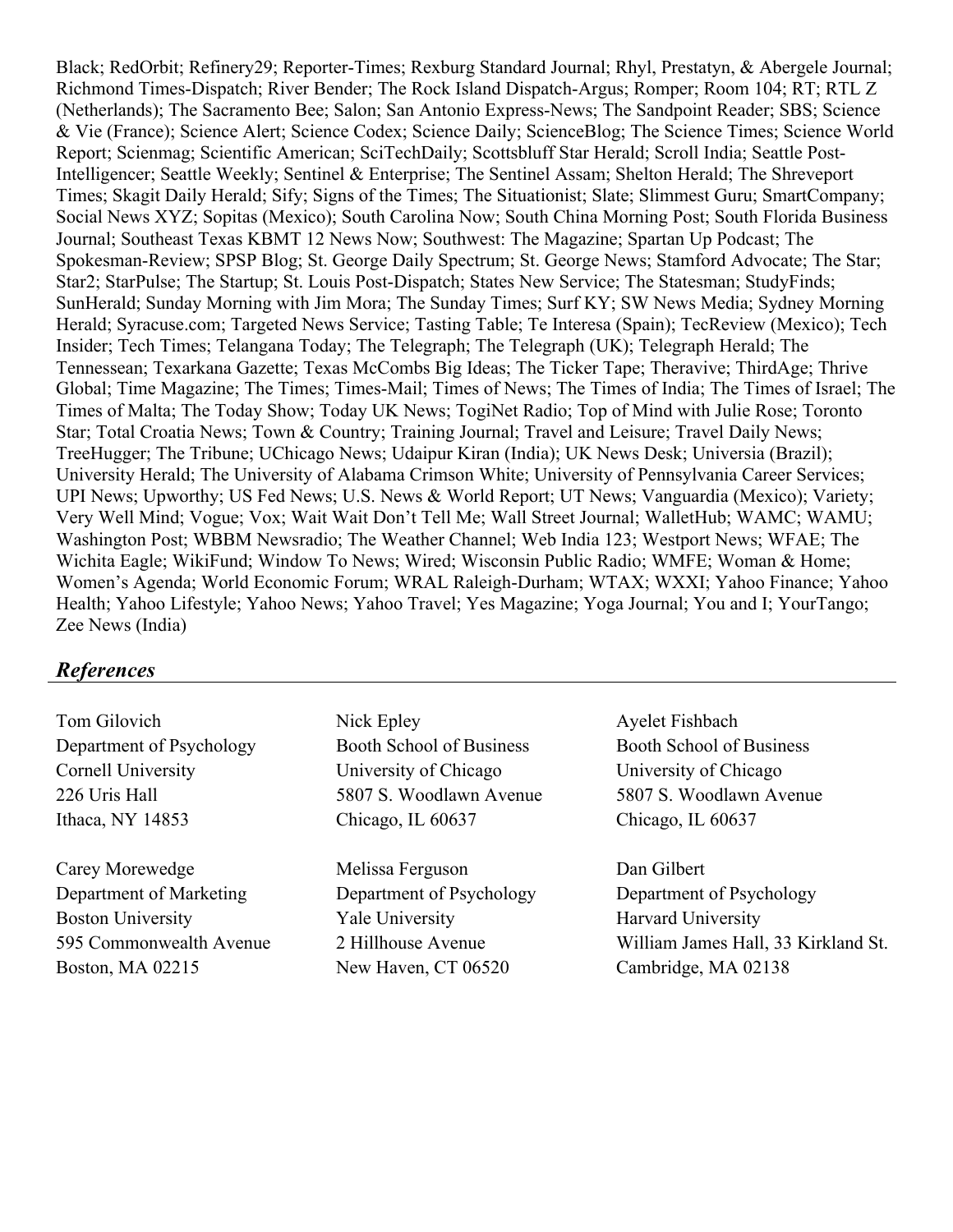Black; RedOrbit; Refinery29; Reporter-Times; Rexburg Standard Journal; Rhyl, Prestatyn, & Abergele Journal; Richmond Times-Dispatch; River Bender; The Rock Island Dispatch-Argus; Romper; Room 104; RT; RTL Z (Netherlands); The Sacramento Bee; Salon; San Antonio Express-News; The Sandpoint Reader; SBS; Science & Vie (France); Science Alert; Science Codex; Science Daily; ScienceBlog; The Science Times; Science World Report; Scienmag; Scientific American; SciTechDaily; Scottsbluff Star Herald; Scroll India; Seattle Post-Intelligencer; Seattle Weekly; Sentinel & Enterprise; The Sentinel Assam; Shelton Herald; The Shreveport Times; Skagit Daily Herald; Sify; Signs of the Times; The Situationist; Slate; Slimmest Guru; SmartCompany; Social News XYZ; Sopitas (Mexico); South Carolina Now; South China Morning Post; South Florida Business Journal; Southeast Texas KBMT 12 News Now; Southwest: The Magazine; Spartan Up Podcast; The Spokesman-Review; SPSP Blog; St. George Daily Spectrum; St. George News; Stamford Advocate; The Star; Star2; StarPulse; The Startup; St. Louis Post-Dispatch; States New Service; The Statesman; StudyFinds; SunHerald; Sunday Morning with Jim Mora; The Sunday Times; Surf KY; SW News Media; Sydney Morning Herald; Syracuse.com; Targeted News Service; Tasting Table; Te Interesa (Spain); TecReview (Mexico); Tech Insider; Tech Times; Telangana Today; The Telegraph; The Telegraph (UK); Telegraph Herald; The Tennessean; Texarkana Gazette; Texas McCombs Big Ideas; The Ticker Tape; Theravive; ThirdAge; Thrive Global; Time Magazine; The Times; Times-Mail; Times of News; The Times of India; The Times of Israel; The Times of Malta; The Today Show; Today UK News; TogiNet Radio; Top of Mind with Julie Rose; Toronto Star; Total Croatia News; Town & Country; Training Journal; Travel and Leisure; Travel Daily News; TreeHugger; The Tribune; UChicago News; Udaipur Kiran (India); UK News Desk; Universia (Brazil); University Herald; The University of Alabama Crimson White; University of Pennsylvania Career Services; UPI News; Upworthy; US Fed News; U.S. News & World Report; UT News; Vanguardia (Mexico); Variety; Very Well Mind; Vogue; Vox; Wait Wait Don't Tell Me; Wall Street Journal; WalletHub; WAMC; WAMU; Washington Post; WBBM Newsradio; The Weather Channel; Web India 123; Westport News; WFAE; The Wichita Eagle; WikiFund; Window To News; Wired; Wisconsin Public Radio; WMFE; Woman & Home; Women's Agenda; World Economic Forum; WRAL Raleigh-Durham; WTAX; WXXI; Yahoo Finance; Yahoo Health; Yahoo Lifestyle; Yahoo News; Yahoo Travel; Yes Magazine; Yoga Journal; You and I; YourTango; Zee News (India)

## *References*

Tom Gilovich
Department of Psychology
Cornell University
226 Uris Hall
Ithaca, NY 14853

Nick Epley
Booth School of Business
University of Chicago
5807 S. Woodlawn Avenue
Chicago, IL 60637

Ayelet Fishbach
Booth School of Business
University of Chicago
5807 S. Woodlawn Avenue
Chicago, IL 60637

Carey Morewedge
Department of Marketing
Boston University
595 Commonwealth Avenue
Boston, MA 02215

Melissa Ferguson
Department of Psychology
Yale University
2 Hillhouse Avenue
New Haven, CT 06520

Dan Gilbert
Department of Psychology
Harvard University
William James Hall, 33 Kirkland St.
Cambridge, MA 02138